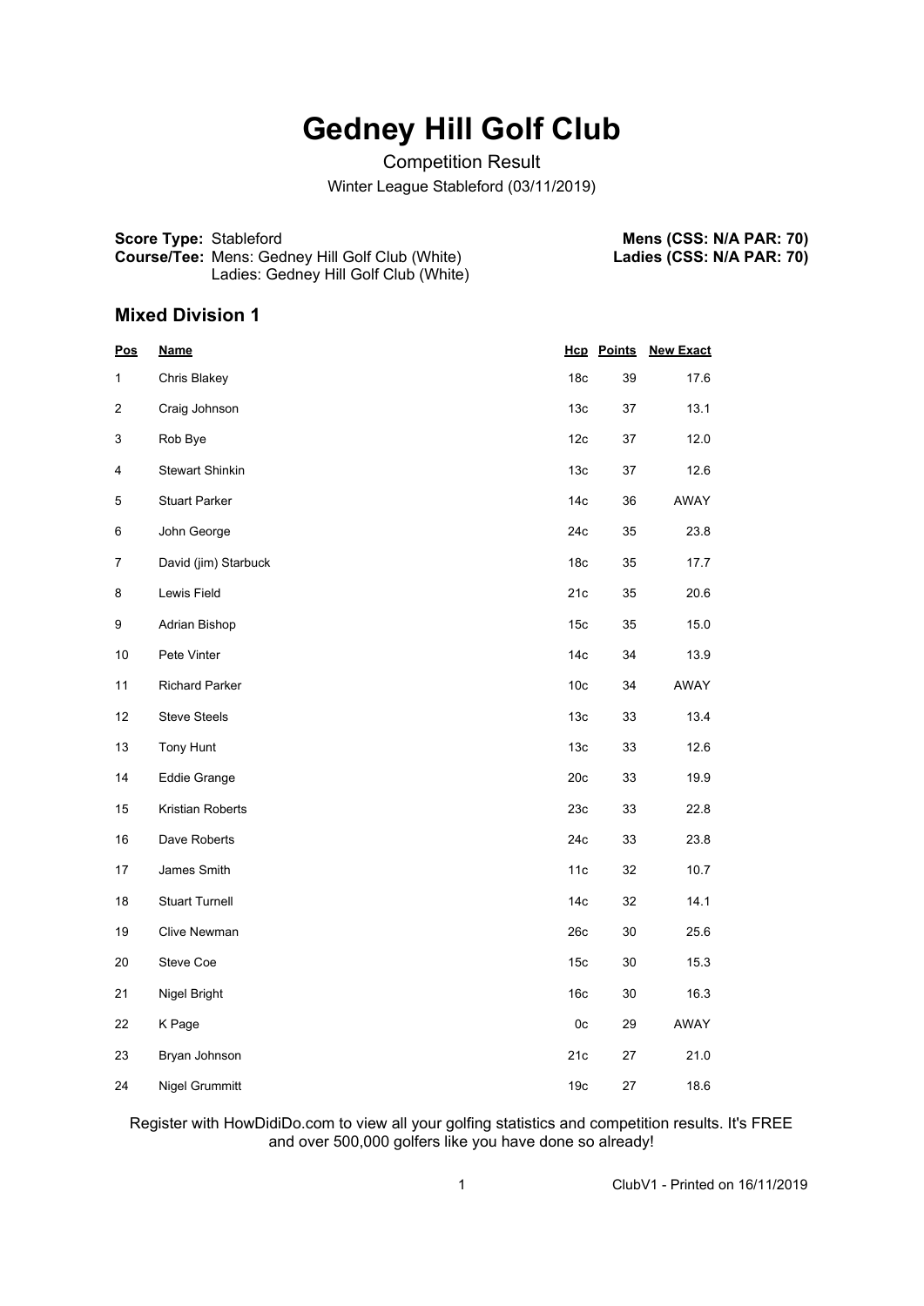# Gedney Hill Golf Club

Competition Result

Winter League Stableford (03/11/2019)

**Score Type:** Stableford
**Course/Tee:** Mens: Gedney Hill Golf Club (White)
Ladies: Gedney Hill Golf Club (White)

**Mens (CSS: N/A PAR: 70)**
**Ladies (CSS: N/A PAR: 70)**

## Mixed Division 1

| Pos | Name | Hcp | Points | New Exact |
|---|---|---|---|---|
| 1 | Chris Blakey | 18c | 39 | 17.6 |
| 2 | Craig Johnson | 13c | 37 | 13.1 |
| 3 | Rob Bye | 12c | 37 | 12.0 |
| 4 | Stewart Shinkin | 13c | 37 | 12.6 |
| 5 | Stuart Parker | 14c | 36 | AWAY |
| 6 | John George | 24c | 35 | 23.8 |
| 7 | David (jim) Starbuck | 18c | 35 | 17.7 |
| 8 | Lewis Field | 21c | 35 | 20.6 |
| 9 | Adrian Bishop | 15c | 35 | 15.0 |
| 10 | Pete Vinter | 14c | 34 | 13.9 |
| 11 | Richard Parker | 10c | 34 | AWAY |
| 12 | Steve Steels | 13c | 33 | 13.4 |
| 13 | Tony Hunt | 13c | 33 | 12.6 |
| 14 | Eddie Grange | 20c | 33 | 19.9 |
| 15 | Kristian Roberts | 23c | 33 | 22.8 |
| 16 | Dave Roberts | 24c | 33 | 23.8 |
| 17 | James Smith | 11c | 32 | 10.7 |
| 18 | Stuart Turnell | 14c | 32 | 14.1 |
| 19 | Clive Newman | 26c | 30 | 25.6 |
| 20 | Steve Coe | 15c | 30 | 15.3 |
| 21 | Nigel Bright | 16c | 30 | 16.3 |
| 22 | K Page | 0c | 29 | AWAY |
| 23 | Bryan Johnson | 21c | 27 | 21.0 |
| 24 | Nigel Grummitt | 19c | 27 | 18.6 |

Register with HowDidiDo.com to view all your golfing statistics and competition results. It's FREE and over 500,000 golfers like you have done so already!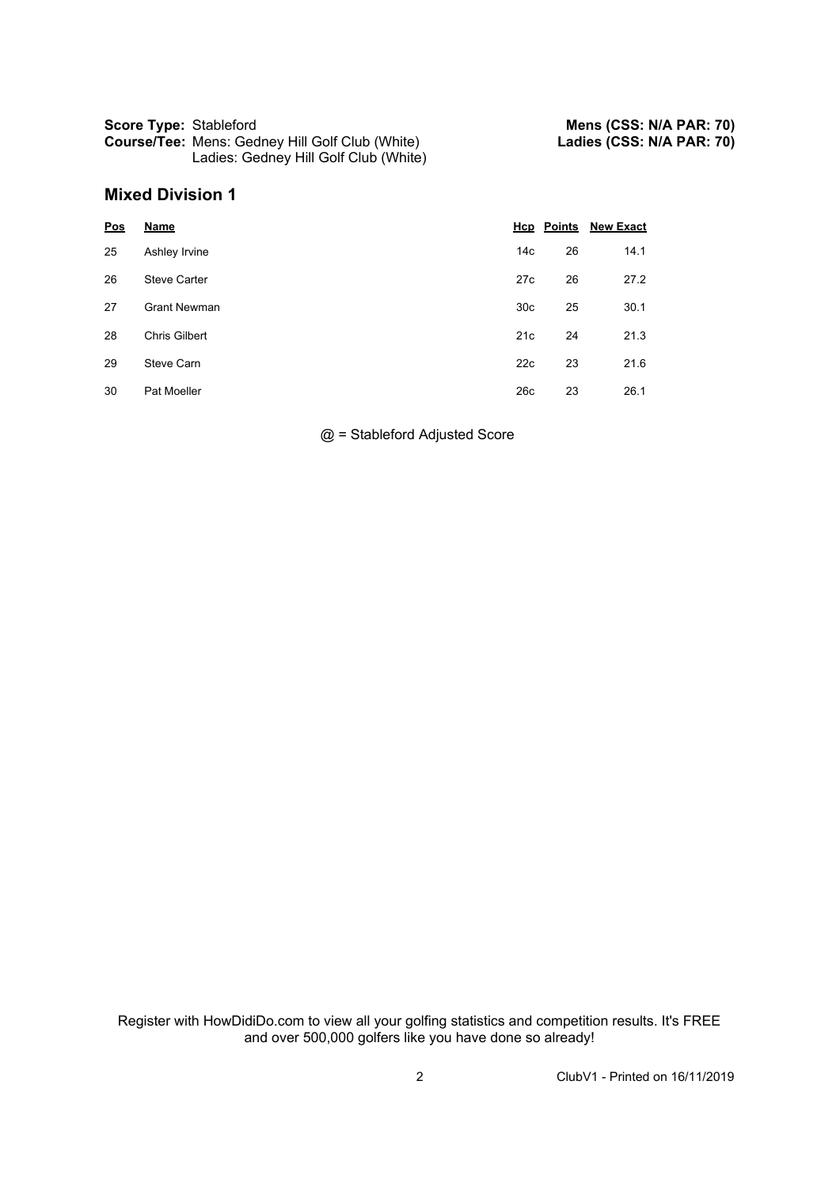**Score Type:** Stableford
**Course/Tee:** Mens: Gedney Hill Golf Club (White)
Ladies: Gedney Hill Golf Club (White)

**Mens (CSS: N/A PAR: 70)**
**Ladies (CSS: N/A PAR: 70)**

## Mixed Division 1

| Pos | Name | Hcp | Points | New Exact |
|---|---|---|---|---|
| 25 | Ashley Irvine | 14c | 26 | 14.1 |
| 26 | Steve Carter | 27c | 26 | 27.2 |
| 27 | Grant Newman | 30c | 25 | 30.1 |
| 28 | Chris Gilbert | 21c | 24 | 21.3 |
| 29 | Steve Carn | 22c | 23 | 21.6 |
| 30 | Pat Moeller | 26c | 23 | 26.1 |

@ = Stableford Adjusted Score

Register with HowDidiDo.com to view all your golfing statistics and competition results. It's FREE and over 500,000 golfers like you have done so already!

ClubV1 - Printed on 16/11/2019